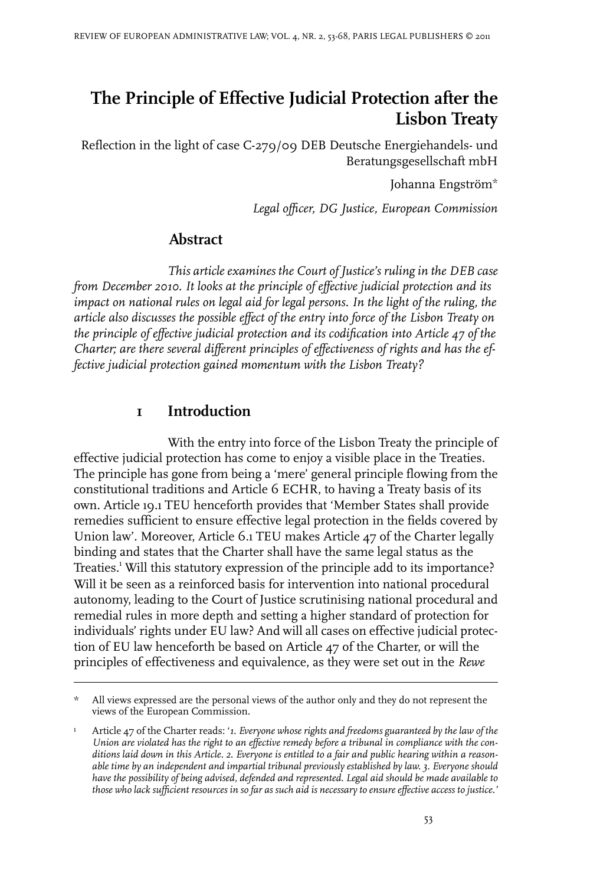# The Principle of Effective Judicial Protection after the Lisbon Treaty

Reflection in the light of case C-279/09 DEB Deutsche Energiehandels- und Beratungsgesellschaft mbH

Johanna Engström*

*Legal officer, DG Justice, European Commission*

## Abstract

*This article examines the Court of Justice's ruling in the DEB case from December 2010. It looks at the principle of effective judicial protection and its impact on national rules on legal aid for legal persons. In the light of the ruling, the article also discusses the possible effect of the entry into force of the Lisbon Treaty on the principle of effective judicial protection and its codification into Article 47 of the Charter; are there several different principles of effectiveness of rights and has the effective judicial protection gained momentum with the Lisbon Treaty?*

## 1 Introduction

With the entry into force of the Lisbon Treaty the principle of effective judicial protection has come to enjoy a visible place in the Treaties. The principle has gone from being a 'mere' general principle flowing from the constitutional traditions and Article 6 ECHR, to having a Treaty basis of its own. Article 19.1 TEU henceforth provides that 'Member States shall provide remedies sufficient to ensure effective legal protection in the fields covered by Union law'. Moreover, Article 6.1 TEU makes Article 47 of the Charter legally binding and states that the Charter shall have the same legal status as the Treaties.[1] Will this statutory expression of the principle add to its importance? Will it be seen as a reinforced basis for intervention into national procedural autonomy, leading to the Court of Justice scrutinising national procedural and remedial rules in more depth and setting a higher standard of protection for individuals' rights under EU law? And will all cases on effective judicial protection of EU law henceforth be based on Article 47 of the Charter, or will the principles of effectiveness and equivalence, as they were set out in the *Rewe*

---

\* All views expressed are the personal views of the author only and they do not represent the views of the European Commission.

1 Article 47 of the Charter reads: '*1. Everyone whose rights and freedoms guaranteed by the law of the Union are violated has the right to an effective remedy before a tribunal in compliance with the conditions laid down in this Article. 2. Everyone is entitled to a fair and public hearing within a reasonable time by an independent and impartial tribunal previously established by law. 3. Everyone should have the possibility of being advised, defended and represented. Legal aid should be made available to those who lack sufficient resources in so far as such aid is necessary to ensure effective access to justice.*'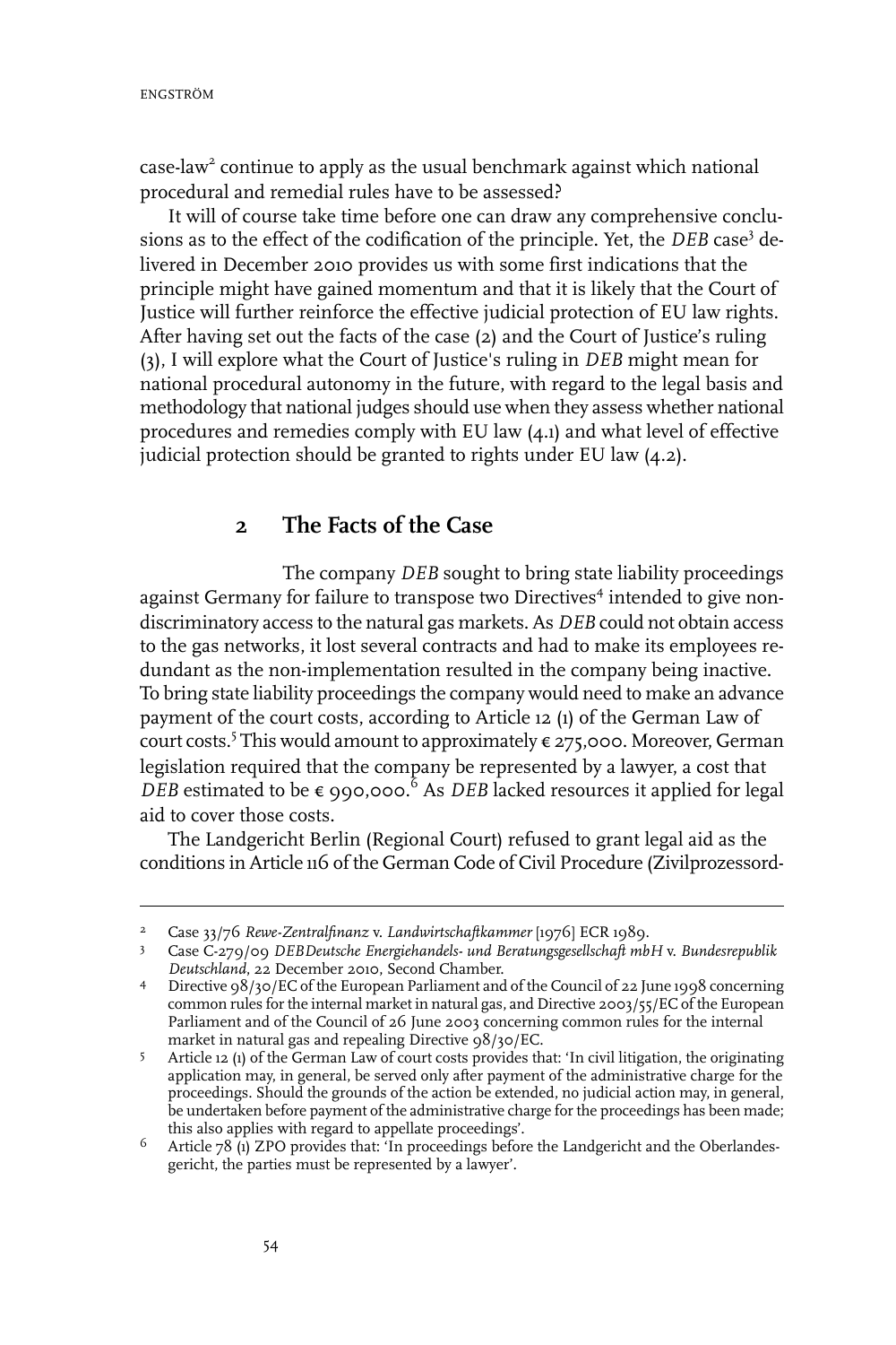case-law[2] continue to apply as the usual benchmark against which national procedural and remedial rules have to be assessed?

It will of course take time before one can draw any comprehensive conclusions as to the effect of the codification of the principle. Yet, the *DEB* case[3] delivered in December 2010 provides us with some first indications that the principle might have gained momentum and that it is likely that the Court of Justice will further reinforce the effective judicial protection of EU law rights. After having set out the facts of the case (2) and the Court of Justice's ruling (3), I will explore what the Court of Justice's ruling in *DEB* might mean for national procedural autonomy in the future, with regard to the legal basis and methodology that national judges should use when they assess whether national procedures and remedies comply with EU law (4.1) and what level of effective judicial protection should be granted to rights under EU law (4.2).

## 2 The Facts of the Case

The company *DEB* sought to bring state liability proceedings against Germany for failure to transpose two Directives[4] intended to give non-discriminatory access to the natural gas markets. As *DEB* could not obtain access to the gas networks, it lost several contracts and had to make its employees redundant as the non-implementation resulted in the company being inactive. To bring state liability proceedings the company would need to make an advance payment of the court costs, according to Article 12 (1) of the German Law of court costs.[5] This would amount to approximately € 275,000. Moreover, German legislation required that the company be represented by a lawyer, a cost that *DEB* estimated to be € 990,000.[6] As *DEB* lacked resources it applied for legal aid to cover those costs.

The Landgericht Berlin (Regional Court) refused to grant legal aid as the conditions in Article 116 of the German Code of Civil Procedure (Zivilprozessord-

---

2 Case 33/76 *Rewe-Zentralfinanz* v. *Landwirtschaftkammer* [1976] ECR 1989.

3 Case C-279/09 *DEBDeutsche Energiehandels- und Beratungsgesellschaft mbH* v. *Bundesrepublik Deutschland*, 22 December 2010, Second Chamber.

4 Directive 98/30/EC of the European Parliament and of the Council of 22 June 1998 concerning common rules for the internal market in natural gas, and Directive 2003/55/EC of the European Parliament and of the Council of 26 June 2003 concerning common rules for the internal market in natural gas and repealing Directive 98/30/EC.

5 Article 12 (1) of the German Law of court costs provides that: 'In civil litigation, the originating application may, in general, be served only after payment of the administrative charge for the proceedings. Should the grounds of the action be extended, no judicial action may, in general, be undertaken before payment of the administrative charge for the proceedings has been made; this also applies with regard to appellate proceedings'.

6 Article 78 (1) ZPO provides that: 'In proceedings before the Landgericht and the Oberlandesgericht, the parties must be represented by a lawyer'.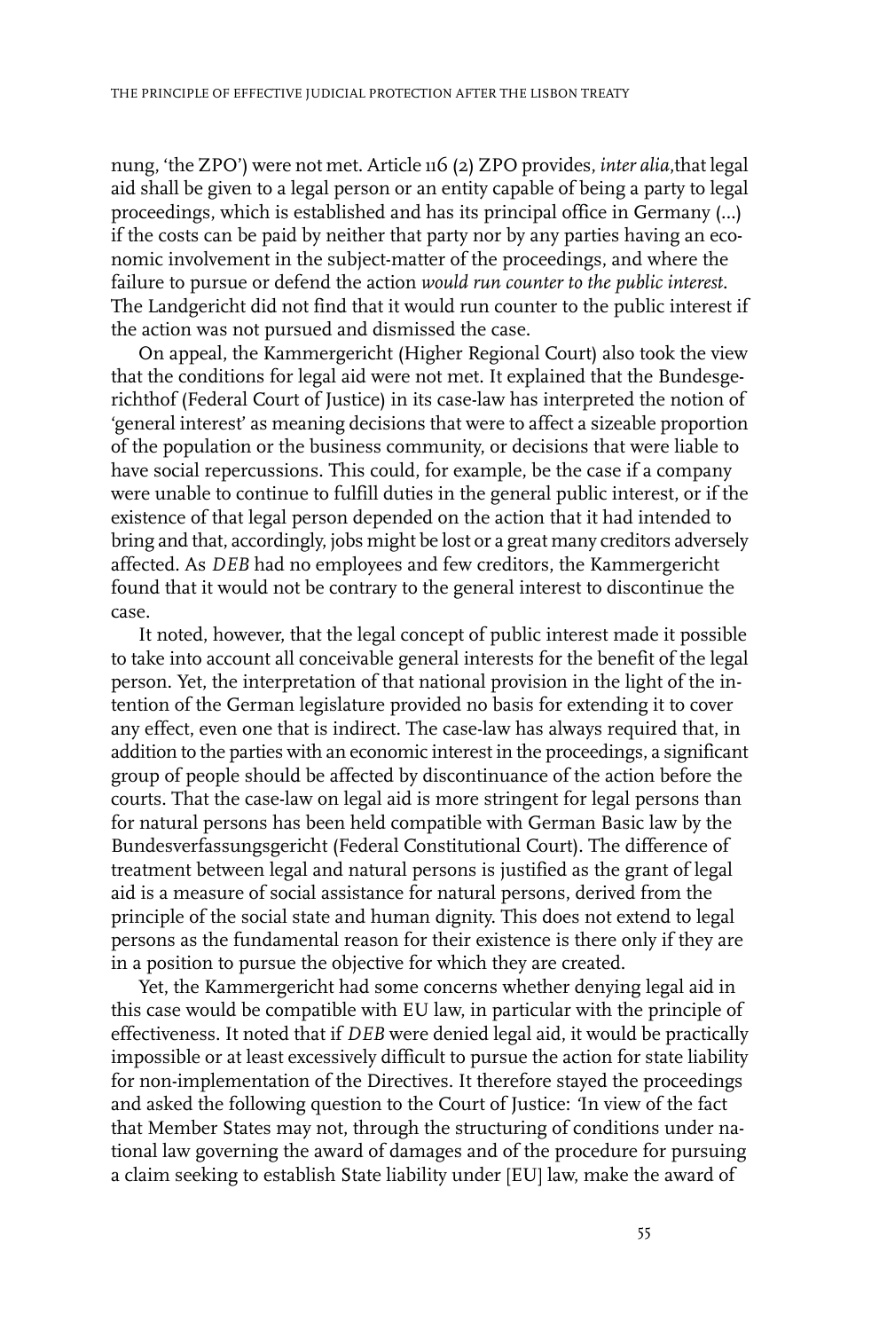nung, 'the ZPO') were not met. Article 116 (2) ZPO provides, *inter alia*,that legal aid shall be given to a legal person or an entity capable of being a party to legal proceedings, which is established and has its principal office in Germany (...) if the costs can be paid by neither that party nor by any parties having an economic involvement in the subject-matter of the proceedings, and where the failure to pursue or defend the action *would run counter to the public interest*. The Landgericht did not find that it would run counter to the public interest if the action was not pursued and dismissed the case.

On appeal, the Kammergericht (Higher Regional Court) also took the view that the conditions for legal aid were not met. It explained that the Bundesgerichthof (Federal Court of Justice) in its case-law has interpreted the notion of 'general interest' as meaning decisions that were to affect a sizeable proportion of the population or the business community, or decisions that were liable to have social repercussions. This could, for example, be the case if a company were unable to continue to fulfill duties in the general public interest, or if the existence of that legal person depended on the action that it had intended to bring and that, accordingly, jobs might be lost or a great many creditors adversely affected. As *DEB* had no employees and few creditors, the Kammergericht found that it would not be contrary to the general interest to discontinue the case.

It noted, however, that the legal concept of public interest made it possible to take into account all conceivable general interests for the benefit of the legal person. Yet, the interpretation of that national provision in the light of the intention of the German legislature provided no basis for extending it to cover any effect, even one that is indirect. The case-law has always required that, in addition to the parties with an economic interest in the proceedings, a significant group of people should be affected by discontinuance of the action before the courts. That the case-law on legal aid is more stringent for legal persons than for natural persons has been held compatible with German Basic law by the Bundesverfassungsgericht (Federal Constitutional Court). The difference of treatment between legal and natural persons is justified as the grant of legal aid is a measure of social assistance for natural persons, derived from the principle of the social state and human dignity. This does not extend to legal persons as the fundamental reason for their existence is there only if they are in a position to pursue the objective for which they are created.

Yet, the Kammergericht had some concerns whether denying legal aid in this case would be compatible with EU law, in particular with the principle of effectiveness. It noted that if *DEB* were denied legal aid, it would be practically impossible or at least excessively difficult to pursue the action for state liability for non-implementation of the Directives. It therefore stayed the proceedings and asked the following question to the Court of Justice: 'In view of the fact that Member States may not, through the structuring of conditions under national law governing the award of damages and of the procedure for pursuing a claim seeking to establish State liability under [EU] law, make the award of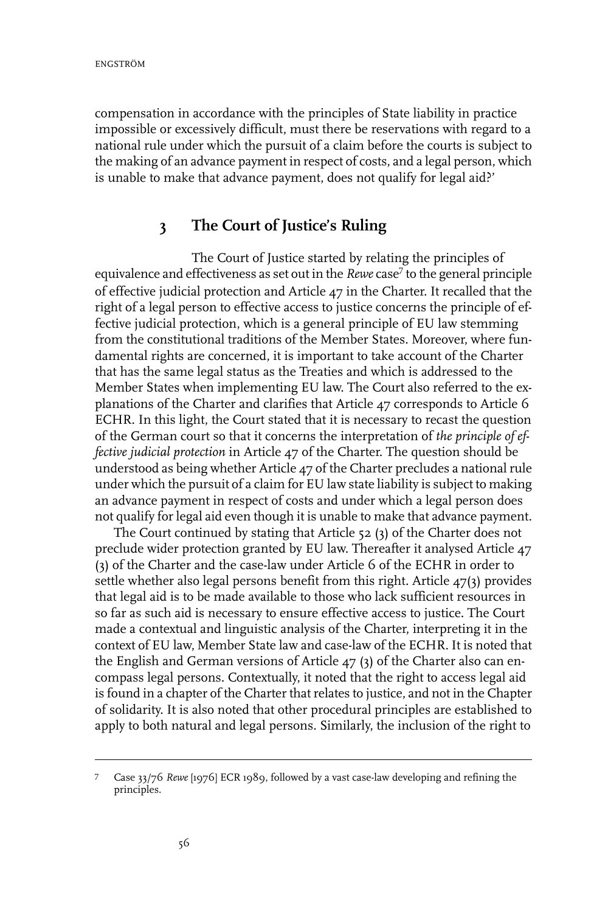compensation in accordance with the principles of State liability in practice impossible or excessively difficult, must there be reservations with regard to a national rule under which the pursuit of a claim before the courts is subject to the making of an advance payment in respect of costs, and a legal person, which is unable to make that advance payment, does not qualify for legal aid?'

## 3 The Court of Justice's Ruling

The Court of Justice started by relating the principles of equivalence and effectiveness as set out in the *Rewe* case[7] to the general principle of effective judicial protection and Article 47 in the Charter. It recalled that the right of a legal person to effective access to justice concerns the principle of effective judicial protection, which is a general principle of EU law stemming from the constitutional traditions of the Member States. Moreover, where fundamental rights are concerned, it is important to take account of the Charter that has the same legal status as the Treaties and which is addressed to the Member States when implementing EU law. The Court also referred to the explanations of the Charter and clarifies that Article 47 corresponds to Article 6 ECHR. In this light, the Court stated that it is necessary to recast the question of the German court so that it concerns the interpretation of *the principle of effective judicial protection* in Article 47 of the Charter. The question should be understood as being whether Article 47 of the Charter precludes a national rule under which the pursuit of a claim for EU law state liability is subject to making an advance payment in respect of costs and under which a legal person does not qualify for legal aid even though it is unable to make that advance payment.

The Court continued by stating that Article 52 (3) of the Charter does not preclude wider protection granted by EU law. Thereafter it analysed Article 47 (3) of the Charter and the case-law under Article 6 of the ECHR in order to settle whether also legal persons benefit from this right. Article 47(3) provides that legal aid is to be made available to those who lack sufficient resources in so far as such aid is necessary to ensure effective access to justice. The Court made a contextual and linguistic analysis of the Charter, interpreting it in the context of EU law, Member State law and case-law of the ECHR. It is noted that the English and German versions of Article 47 (3) of the Charter also can encompass legal persons. Contextually, it noted that the right to access legal aid is found in a chapter of the Charter that relates to justice, and not in the Chapter of solidarity. It is also noted that other procedural principles are established to apply to both natural and legal persons. Similarly, the inclusion of the right to

---

7 Case 33/76 *Rewe* [1976] ECR 1989, followed by a vast case-law developing and refining the principles.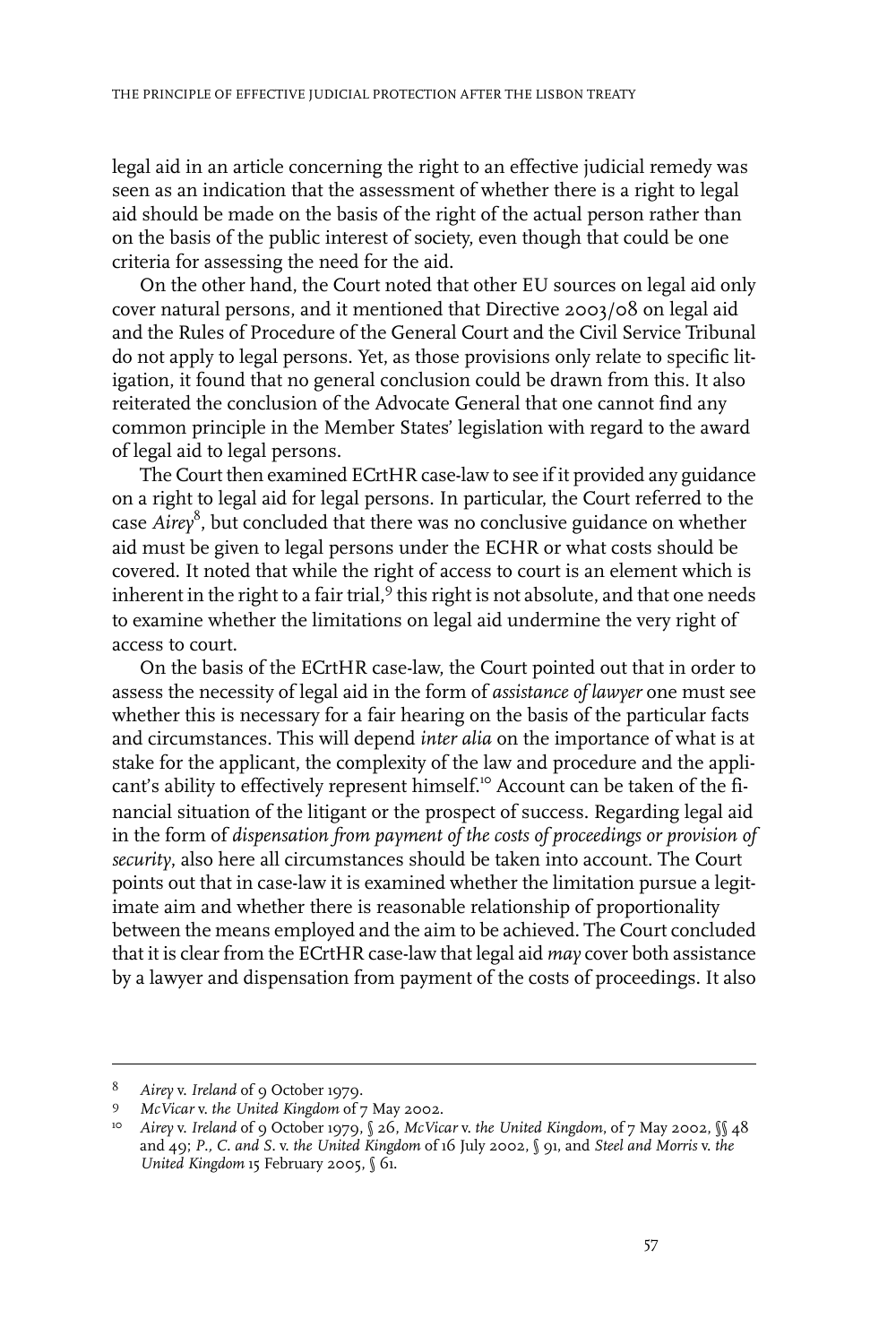legal aid in an article concerning the right to an effective judicial remedy was seen as an indication that the assessment of whether there is a right to legal aid should be made on the basis of the right of the actual person rather than on the basis of the public interest of society, even though that could be one criteria for assessing the need for the aid.

On the other hand, the Court noted that other EU sources on legal aid only cover natural persons, and it mentioned that Directive 2003/08 on legal aid and the Rules of Procedure of the General Court and the Civil Service Tribunal do not apply to legal persons. Yet, as those provisions only relate to specific litigation, it found that no general conclusion could be drawn from this. It also reiterated the conclusion of the Advocate General that one cannot find any common principle in the Member States' legislation with regard to the award of legal aid to legal persons.

The Court then examined ECrtHR case-law to see if it provided any guidance on a right to legal aid for legal persons. In particular, the Court referred to the case *Airey*[8], but concluded that there was no conclusive guidance on whether aid must be given to legal persons under the ECHR or what costs should be covered. It noted that while the right of access to court is an element which is inherent in the right to a fair trial,[9] this right is not absolute, and that one needs to examine whether the limitations on legal aid undermine the very right of access to court.

On the basis of the ECrtHR case-law, the Court pointed out that in order to assess the necessity of legal aid in the form of *assistance of lawyer* one must see whether this is necessary for a fair hearing on the basis of the particular facts and circumstances. This will depend *inter alia* on the importance of what is at stake for the applicant, the complexity of the law and procedure and the applicant's ability to effectively represent himself.[10] Account can be taken of the financial situation of the litigant or the prospect of success. Regarding legal aid in the form of *dispensation from payment of the costs of proceedings or provision of security*, also here all circumstances should be taken into account. The Court points out that in case-law it is examined whether the limitation pursue a legitimate aim and whether there is reasonable relationship of proportionality between the means employed and the aim to be achieved. The Court concluded that it is clear from the ECrtHR case-law that legal aid *may* cover both assistance by a lawyer and dispensation from payment of the costs of proceedings. It also

---

8 *Airey* v. *Ireland* of 9 October 1979.

9 *McVicar* v. *the United Kingdom* of 7 May 2002.

10 *Airey* v. *Ireland* of 9 October 1979, § 26, *McVicar* v. *the United Kingdom*, of 7 May 2002, §§ 48 and 49; *P., C. and S.* v. *the United Kingdom* of 16 July 2002, § 91, and *Steel and Morris* v. *the United Kingdom* 15 February 2005, § 61.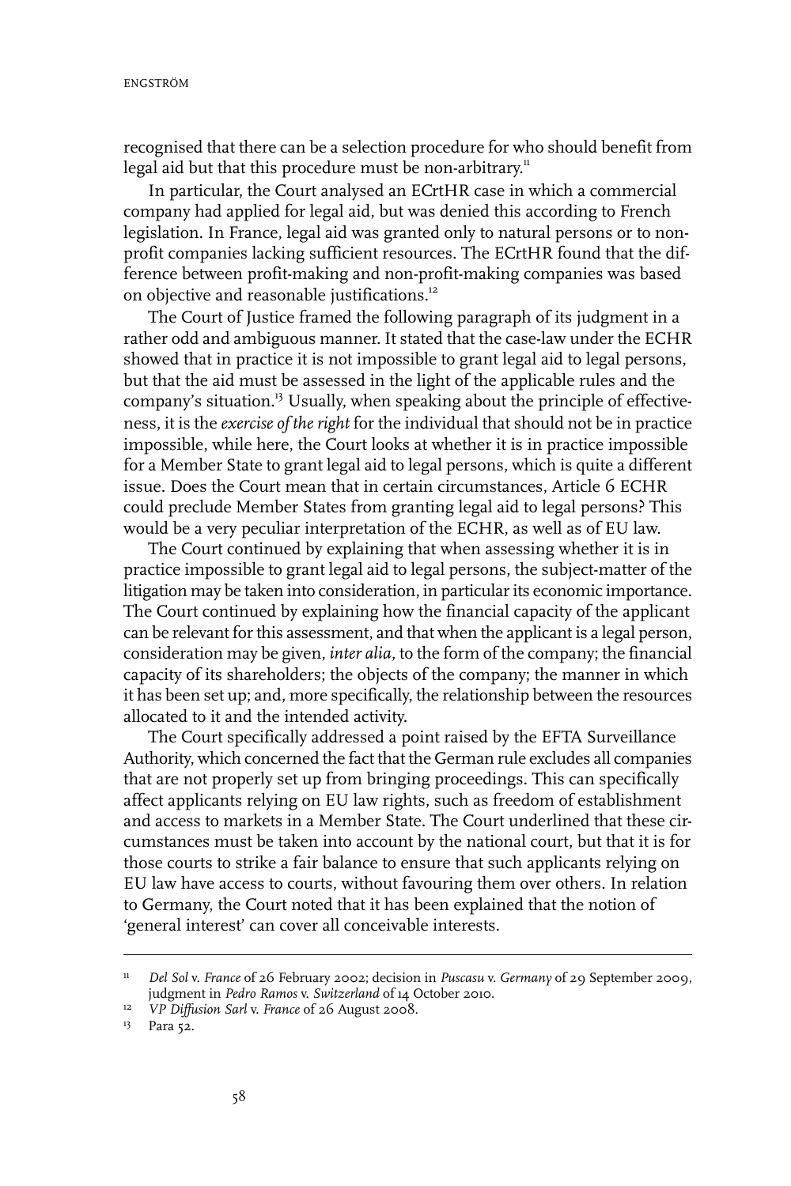recognised that there can be a selection procedure for who should benefit from legal aid but that this procedure must be non-arbitrary.[11]

In particular, the Court analysed an ECrtHR case in which a commercial company had applied for legal aid, but was denied this according to French legislation. In France, legal aid was granted only to natural persons or to non-profit companies lacking sufficient resources. The ECrtHR found that the difference between profit-making and non-profit-making companies was based on objective and reasonable justifications.[12]

The Court of Justice framed the following paragraph of its judgment in a rather odd and ambiguous manner. It stated that the case-law under the ECHR showed that in practice it is not impossible to grant legal aid to legal persons, but that the aid must be assessed in the light of the applicable rules and the company's situation.[13] Usually, when speaking about the principle of effectiveness, it is the *exercise of the right* for the individual that should not be in practice impossible, while here, the Court looks at whether it is in practice impossible for a Member State to grant legal aid to legal persons, which is quite a different issue. Does the Court mean that in certain circumstances, Article 6 ECHR could preclude Member States from granting legal aid to legal persons? This would be a very peculiar interpretation of the ECHR, as well as of EU law.

The Court continued by explaining that when assessing whether it is in practice impossible to grant legal aid to legal persons, the subject-matter of the litigation may be taken into consideration, in particular its economic importance. The Court continued by explaining how the financial capacity of the applicant can be relevant for this assessment, and that when the applicant is a legal person, consideration may be given, *inter alia*, to the form of the company; the financial capacity of its shareholders; the objects of the company; the manner in which it has been set up; and, more specifically, the relationship between the resources allocated to it and the intended activity.

The Court specifically addressed a point raised by the EFTA Surveillance Authority, which concerned the fact that the German rule excludes all companies that are not properly set up from bringing proceedings. This can specifically affect applicants relying on EU law rights, such as freedom of establishment and access to markets in a Member State. The Court underlined that these circumstances must be taken into account by the national court, but that it is for those courts to strike a fair balance to ensure that such applicants relying on EU law have access to courts, without favouring them over others. In relation to Germany, the Court noted that it has been explained that the notion of 'general interest' can cover all conceivable interests.

---

[11] *Del Sol* v. *France* of 26 February 2002; decision in *Puscasu* v. *Germany* of 29 September 2009, judgment in *Pedro Ramos* v. *Switzerland* of 14 October 2010.

[12] *VP Diffusion Sarl* v. *France* of 26 August 2008.

[13] Para 52.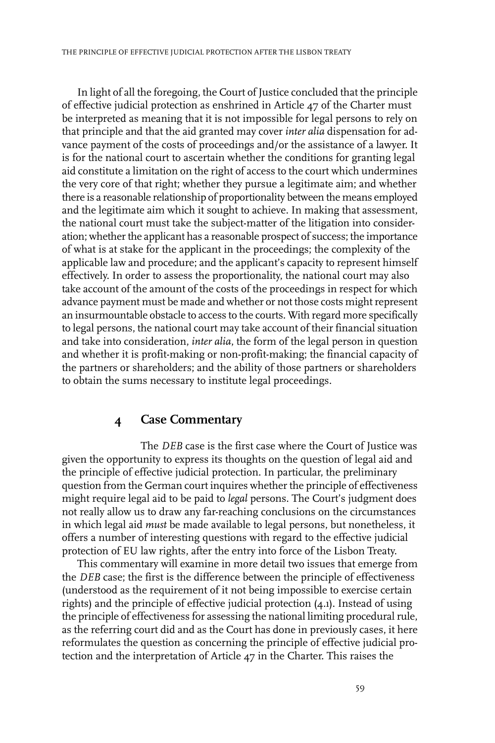In light of all the foregoing, the Court of Justice concluded that the principle of effective judicial protection as enshrined in Article 47 of the Charter must be interpreted as meaning that it is not impossible for legal persons to rely on that principle and that the aid granted may cover *inter alia* dispensation for advance payment of the costs of proceedings and/or the assistance of a lawyer. It is for the national court to ascertain whether the conditions for granting legal aid constitute a limitation on the right of access to the court which undermines the very core of that right; whether they pursue a legitimate aim; and whether there is a reasonable relationship of proportionality between the means employed and the legitimate aim which it sought to achieve. In making that assessment, the national court must take the subject-matter of the litigation into consideration; whether the applicant has a reasonable prospect of success; the importance of what is at stake for the applicant in the proceedings; the complexity of the applicable law and procedure; and the applicant's capacity to represent himself effectively. In order to assess the proportionality, the national court may also take account of the amount of the costs of the proceedings in respect for which advance payment must be made and whether or not those costs might represent an insurmountable obstacle to access to the courts. With regard more specifically to legal persons, the national court may take account of their financial situation and take into consideration, *inter alia*, the form of the legal person in question and whether it is profit-making or non-profit-making; the financial capacity of the partners or shareholders; and the ability of those partners or shareholders to obtain the sums necessary to institute legal proceedings.

## 4 Case Commentary

The *DEB* case is the first case where the Court of Justice was given the opportunity to express its thoughts on the question of legal aid and the principle of effective judicial protection. In particular, the preliminary question from the German court inquires whether the principle of effectiveness might require legal aid to be paid to *legal* persons. The Court's judgment does not really allow us to draw any far-reaching conclusions on the circumstances in which legal aid *must* be made available to legal persons, but nonetheless, it offers a number of interesting questions with regard to the effective judicial protection of EU law rights, after the entry into force of the Lisbon Treaty.

This commentary will examine in more detail two issues that emerge from the *DEB* case; the first is the difference between the principle of effectiveness (understood as the requirement of it not being impossible to exercise certain rights) and the principle of effective judicial protection (4.1). Instead of using the principle of effectiveness for assessing the national limiting procedural rule, as the referring court did and as the Court has done in previously cases, it here reformulates the question as concerning the principle of effective judicial protection and the interpretation of Article 47 in the Charter. This raises the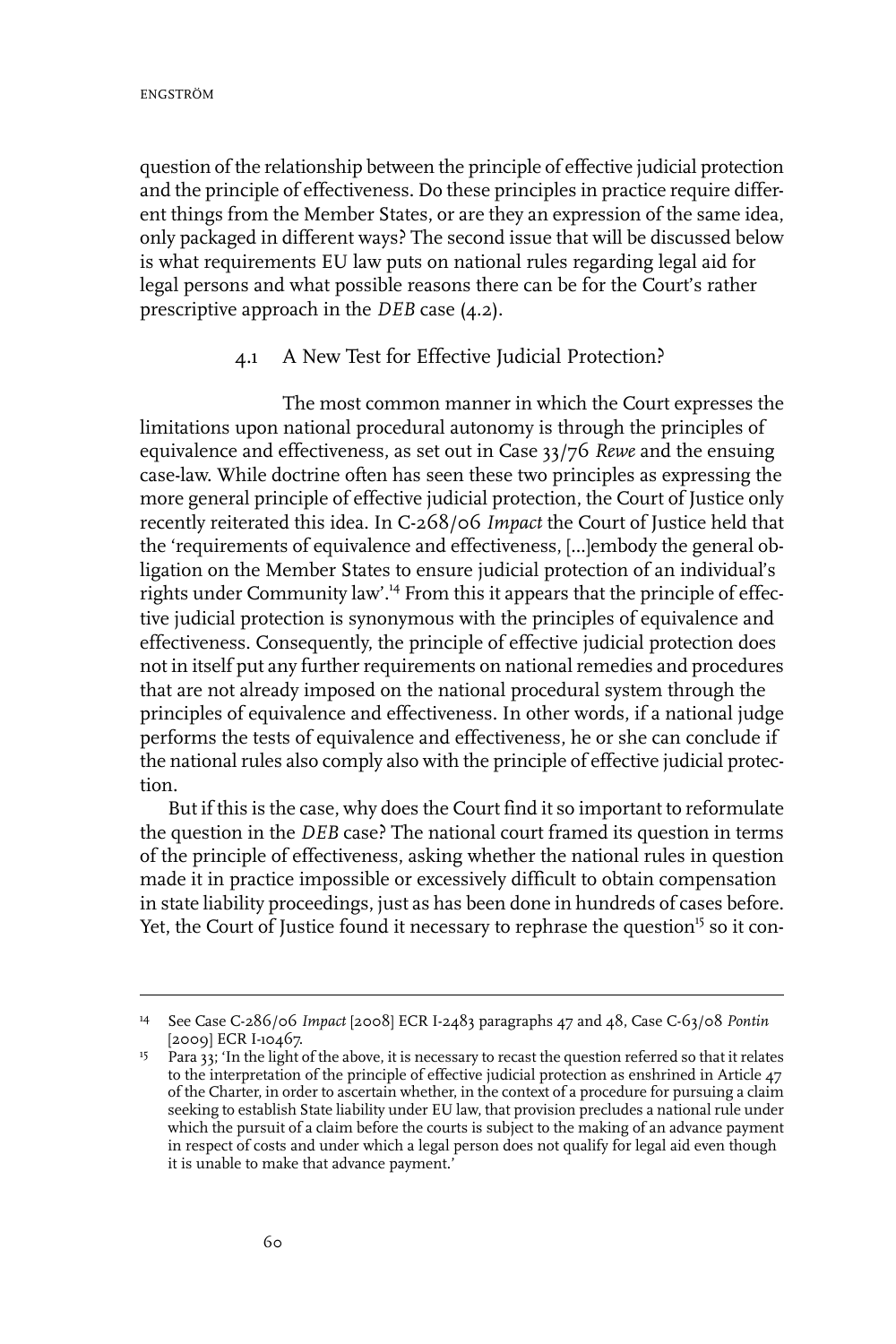question of the relationship between the principle of effective judicial protection and the principle of effectiveness. Do these principles in practice require different things from the Member States, or are they an expression of the same idea, only packaged in different ways? The second issue that will be discussed below is what requirements EU law puts on national rules regarding legal aid for legal persons and what possible reasons there can be for the Court's rather prescriptive approach in the *DEB* case (4.2).

### 4.1 A New Test for Effective Judicial Protection?

The most common manner in which the Court expresses the limitations upon national procedural autonomy is through the principles of equivalence and effectiveness, as set out in Case 33/76 *Rewe* and the ensuing case-law. While doctrine often has seen these two principles as expressing the more general principle of effective judicial protection, the Court of Justice only recently reiterated this idea. In C-268/06 *Impact* the Court of Justice held that the 'requirements of equivalence and effectiveness, [...]embody the general obligation on the Member States to ensure judicial protection of an individual's rights under Community law'.[14] From this it appears that the principle of effective judicial protection is synonymous with the principles of equivalence and effectiveness. Consequently, the principle of effective judicial protection does not in itself put any further requirements on national remedies and procedures that are not already imposed on the national procedural system through the principles of equivalence and effectiveness. In other words, if a national judge performs the tests of equivalence and effectiveness, he or she can conclude if the national rules also comply also with the principle of effective judicial protection.

But if this is the case, why does the Court find it so important to reformulate the question in the *DEB* case? The national court framed its question in terms of the principle of effectiveness, asking whether the national rules in question made it in practice impossible or excessively difficult to obtain compensation in state liability proceedings, just as has been done in hundreds of cases before. Yet, the Court of Justice found it necessary to rephrase the question[15] so it con-

---

14 See Case C-286/06 *Impact* [2008] ECR I-2483 paragraphs 47 and 48, Case C-63/08 *Pontin* [2009] ECR I-10467.

15 Para 33; 'In the light of the above, it is necessary to recast the question referred so that it relates to the interpretation of the principle of effective judicial protection as enshrined in Article 47 of the Charter, in order to ascertain whether, in the context of a procedure for pursuing a claim seeking to establish State liability under EU law, that provision precludes a national rule under which the pursuit of a claim before the courts is subject to the making of an advance payment in respect of costs and under which a legal person does not qualify for legal aid even though it is unable to make that advance payment.'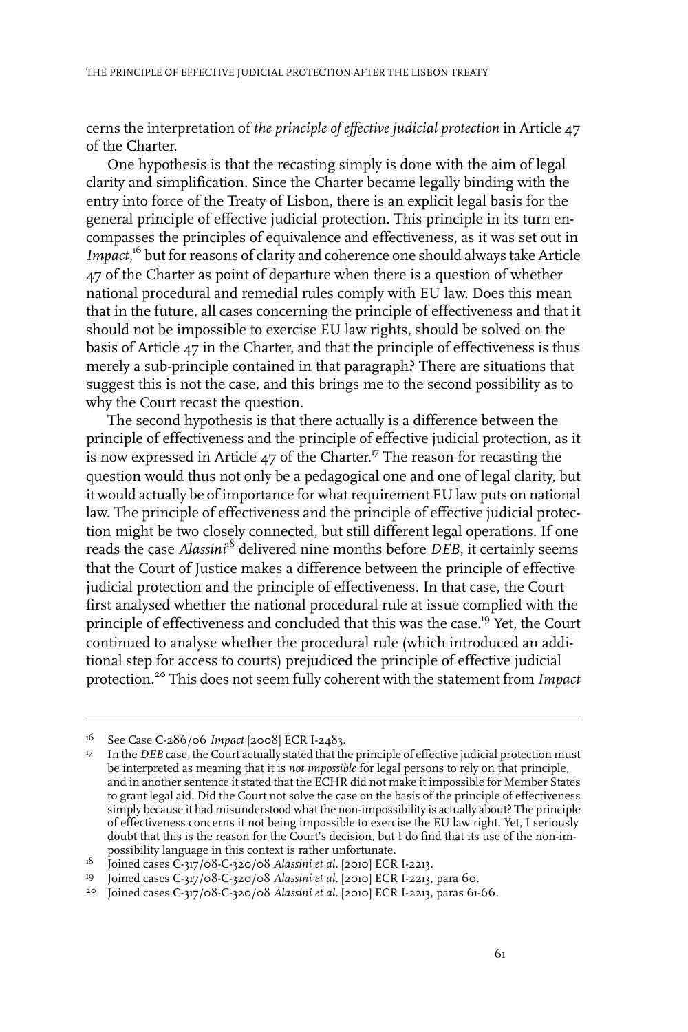cerns the interpretation of *the principle of effective judicial protection* in Article 47 of the Charter.

One hypothesis is that the recasting simply is done with the aim of legal clarity and simplification. Since the Charter became legally binding with the entry into force of the Treaty of Lisbon, there is an explicit legal basis for the general principle of effective judicial protection. This principle in its turn encompasses the principles of equivalence and effectiveness, as it was set out in *Impact*,[16] but for reasons of clarity and coherence one should always take Article 47 of the Charter as point of departure when there is a question of whether national procedural and remedial rules comply with EU law. Does this mean that in the future, all cases concerning the principle of effectiveness and that it should not be impossible to exercise EU law rights, should be solved on the basis of Article 47 in the Charter, and that the principle of effectiveness is thus merely a sub-principle contained in that paragraph? There are situations that suggest this is not the case, and this brings me to the second possibility as to why the Court recast the question.

The second hypothesis is that there actually is a difference between the principle of effectiveness and the principle of effective judicial protection, as it is now expressed in Article 47 of the Charter.[17] The reason for recasting the question would thus not only be a pedagogical one and one of legal clarity, but it would actually be of importance for what requirement EU law puts on national law. The principle of effectiveness and the principle of effective judicial protection might be two closely connected, but still different legal operations. If one reads the case *Alassini*[18] delivered nine months before *DEB*, it certainly seems that the Court of Justice makes a difference between the principle of effective judicial protection and the principle of effectiveness. In that case, the Court first analysed whether the national procedural rule at issue complied with the principle of effectiveness and concluded that this was the case.[19] Yet, the Court continued to analyse whether the procedural rule (which introduced an additional step for access to courts) prejudiced the principle of effective judicial protection.[20] This does not seem fully coherent with the statement from *Impact*

---

16 See Case C-286/06 *Impact* [2008] ECR I-2483.

17 In the *DEB* case, the Court actually stated that the principle of effective judicial protection must be interpreted as meaning that it is *not impossible* for legal persons to rely on that principle, and in another sentence it stated that the ECHR did not make it impossible for Member States to grant legal aid. Did the Court not solve the case on the basis of the principle of effectiveness simply because it had misunderstood what the non-impossibility is actually about? The principle of effectiveness concerns it not being impossible to exercise the EU law right. Yet, I seriously doubt that this is the reason for the Court's decision, but I do find that its use of the non-impossibility language in this context is rather unfortunate.

18 Joined cases C-317/08-C-320/08 *Alassini et al.* [2010] ECR I-2213.

19 Joined cases C-317/08-C-320/08 *Alassini et al.* [2010] ECR I-2213, para 60.

20 Joined cases C-317/08-C-320/08 *Alassini et al.* [2010] ECR I-2213, paras 61-66.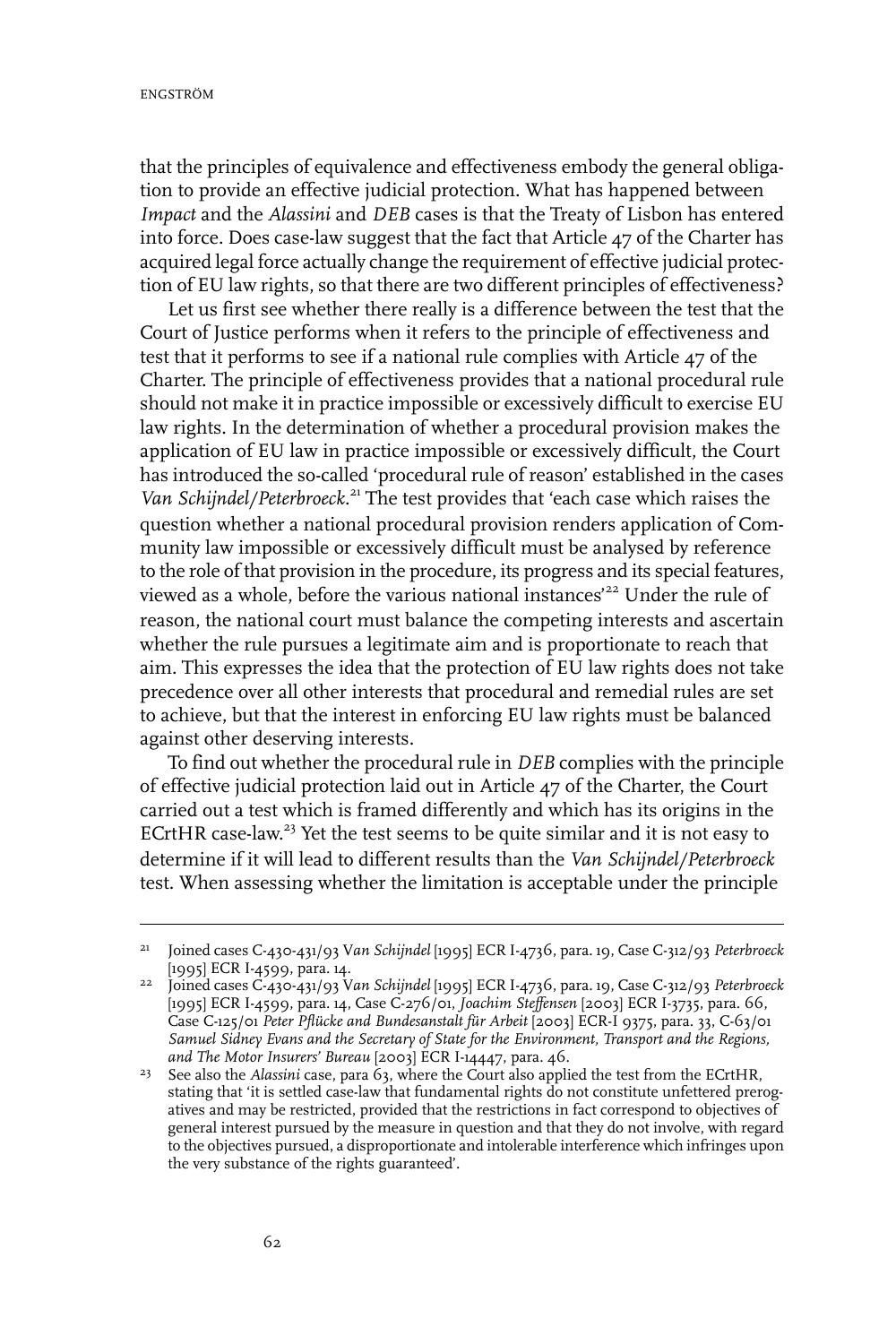that the principles of equivalence and effectiveness embody the general obligation to provide an effective judicial protection. What has happened between *Impact* and the *Alassini* and *DEB* cases is that the Treaty of Lisbon has entered into force. Does case-law suggest that the fact that Article 47 of the Charter has acquired legal force actually change the requirement of effective judicial protection of EU law rights, so that there are two different principles of effectiveness?

Let us first see whether there really is a difference between the test that the Court of Justice performs when it refers to the principle of effectiveness and test that it performs to see if a national rule complies with Article 47 of the Charter. The principle of effectiveness provides that a national procedural rule should not make it in practice impossible or excessively difficult to exercise EU law rights. In the determination of whether a procedural provision makes the application of EU law in practice impossible or excessively difficult, the Court has introduced the so-called 'procedural rule of reason' established in the cases *Van Schijndel/Peterbroeck*.[21] The test provides that 'each case which raises the question whether a national procedural provision renders application of Community law impossible or excessively difficult must be analysed by reference to the role of that provision in the procedure, its progress and its special features, viewed as a whole, before the various national instances'[22] Under the rule of reason, the national court must balance the competing interests and ascertain whether the rule pursues a legitimate aim and is proportionate to reach that aim. This expresses the idea that the protection of EU law rights does not take precedence over all other interests that procedural and remedial rules are set to achieve, but that the interest in enforcing EU law rights must be balanced against other deserving interests.

To find out whether the procedural rule in *DEB* complies with the principle of effective judicial protection laid out in Article 47 of the Charter, the Court carried out a test which is framed differently and which has its origins in the ECrtHR case-law.[23] Yet the test seems to be quite similar and it is not easy to determine if it will lead to different results than the *Van Schijndel/Peterbroeck* test. When assessing whether the limitation is acceptable under the principle

---

[21] Joined cases C-430-431/93 V*an Schijndel* [1995] ECR I-4736, para. 19, Case C-312/93 *Peterbroeck* [1995] ECR I-4599, para. 14.

[22] Joined cases C-430-431/93 V*an Schijndel* [1995] ECR I-4736, para. 19, Case C-312/93 *Peterbroeck* [1995] ECR I-4599, para. 14, Case C-276/01, *Joachim Steffensen* [2003] ECR I-3735, para. 66, Case C-125/01 *Peter Pflücke and Bundesanstalt für Arbeit* [2003] ECR-I 9375, para. 33, C-63/01 *Samuel Sidney Evans and the Secretary of State for the Environment, Transport and the Regions, and The Motor Insurers' Bureau* [2003] ECR I-14447, para. 46.

[23] See also the *Alassini* case, para 63, where the Court also applied the test from the ECrtHR, stating that 'it is settled case-law that fundamental rights do not constitute unfettered prerogatives and may be restricted, provided that the restrictions in fact correspond to objectives of general interest pursued by the measure in question and that they do not involve, with regard to the objectives pursued, a disproportionate and intolerable interference which infringes upon the very substance of the rights guaranteed'.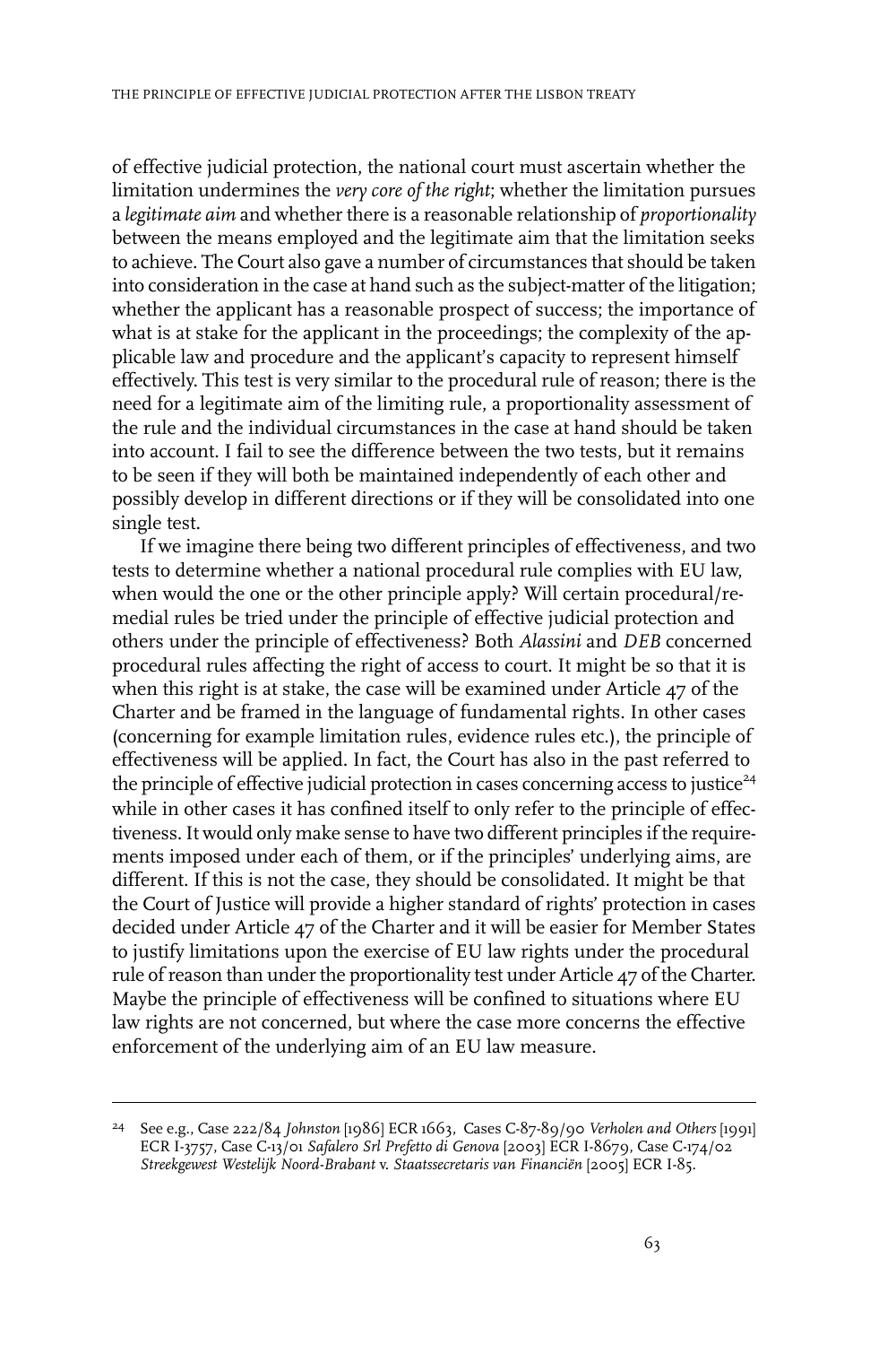of effective judicial protection, the national court must ascertain whether the limitation undermines the *very core of the right*; whether the limitation pursues a *legitimate aim* and whether there is a reasonable relationship of *proportionality* between the means employed and the legitimate aim that the limitation seeks to achieve. The Court also gave a number of circumstances that should be taken into consideration in the case at hand such as the subject-matter of the litigation; whether the applicant has a reasonable prospect of success; the importance of what is at stake for the applicant in the proceedings; the complexity of the applicable law and procedure and the applicant's capacity to represent himself effectively. This test is very similar to the procedural rule of reason; there is the need for a legitimate aim of the limiting rule, a proportionality assessment of the rule and the individual circumstances in the case at hand should be taken into account. I fail to see the difference between the two tests, but it remains to be seen if they will both be maintained independently of each other and possibly develop in different directions or if they will be consolidated into one single test.

If we imagine there being two different principles of effectiveness, and two tests to determine whether a national procedural rule complies with EU law, when would the one or the other principle apply? Will certain procedural/remedial rules be tried under the principle of effective judicial protection and others under the principle of effectiveness? Both *Alassini* and *DEB* concerned procedural rules affecting the right of access to court. It might be so that it is when this right is at stake, the case will be examined under Article 47 of the Charter and be framed in the language of fundamental rights. In other cases (concerning for example limitation rules, evidence rules etc.), the principle of effectiveness will be applied. In fact, the Court has also in the past referred to the principle of effective judicial protection in cases concerning access to justice[24] while in other cases it has confined itself to only refer to the principle of effectiveness. It would only make sense to have two different principles if the requirements imposed under each of them, or if the principles' underlying aims, are different. If this is not the case, they should be consolidated. It might be that the Court of Justice will provide a higher standard of rights' protection in cases decided under Article 47 of the Charter and it will be easier for Member States to justify limitations upon the exercise of EU law rights under the procedural rule of reason than under the proportionality test under Article 47 of the Charter. Maybe the principle of effectiveness will be confined to situations where EU law rights are not concerned, but where the case more concerns the effective enforcement of the underlying aim of an EU law measure.

---

[24] See e.g., Case 222/84 *Johnston* [1986] ECR 1663, Cases C-87-89/90 *Verholen and Others* [1991] ECR I-3757, Case C-13/01 *Safalero Srl Prefetto di Genova* [2003] ECR I-8679, Case C-174/02 *Streekgewest Westelijk Noord-Brabant* v. *Staatssecretaris van Financiën* [2005] ECR I-85.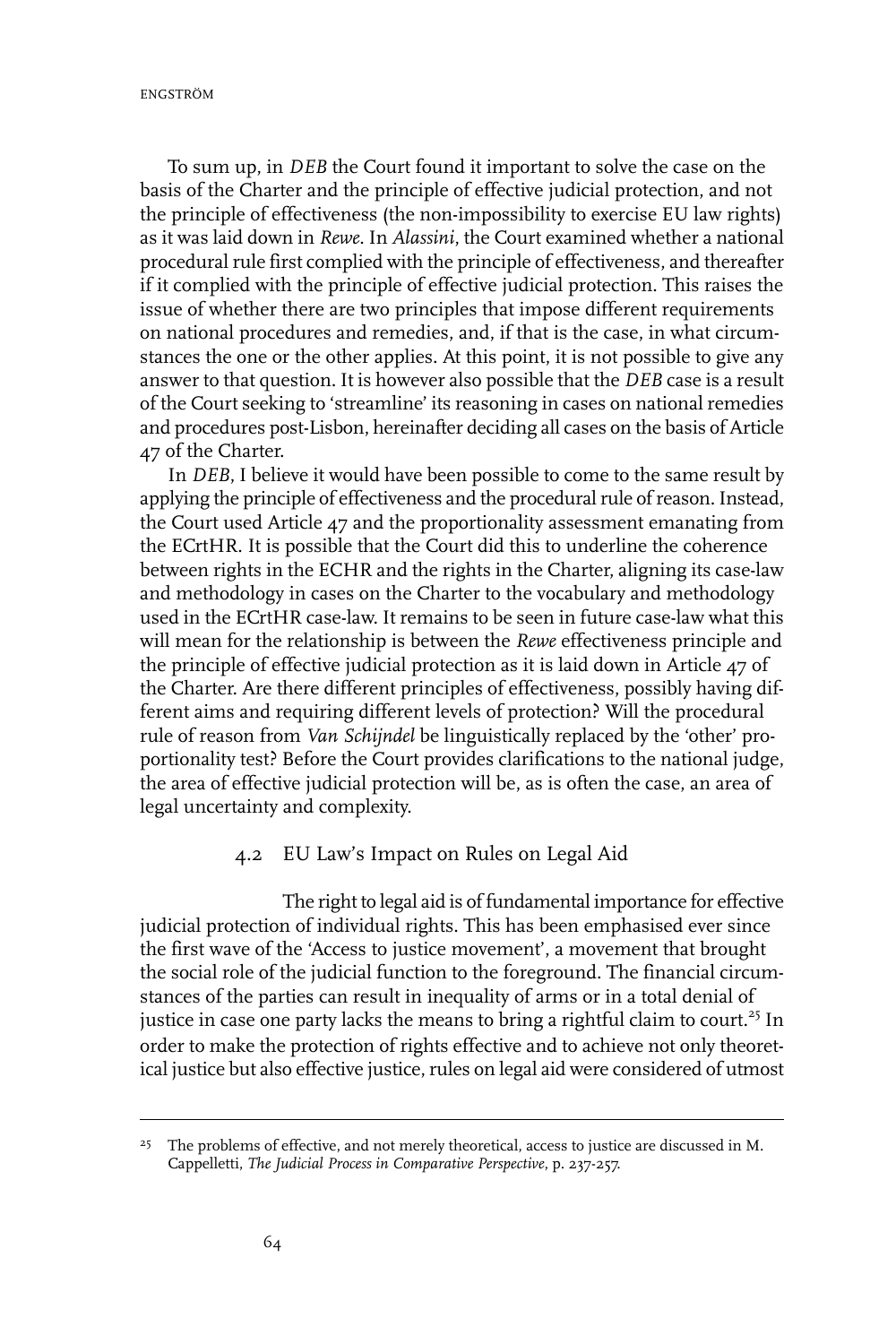To sum up, in *DEB* the Court found it important to solve the case on the basis of the Charter and the principle of effective judicial protection, and not the principle of effectiveness (the non-impossibility to exercise EU law rights) as it was laid down in *Rewe*. In *Alassini*, the Court examined whether a national procedural rule first complied with the principle of effectiveness, and thereafter if it complied with the principle of effective judicial protection. This raises the issue of whether there are two principles that impose different requirements on national procedures and remedies, and, if that is the case, in what circumstances the one or the other applies. At this point, it is not possible to give any answer to that question. It is however also possible that the *DEB* case is a result of the Court seeking to 'streamline' its reasoning in cases on national remedies and procedures post-Lisbon, hereinafter deciding all cases on the basis of Article 47 of the Charter.

In *DEB*, I believe it would have been possible to come to the same result by applying the principle of effectiveness and the procedural rule of reason. Instead, the Court used Article 47 and the proportionality assessment emanating from the ECrtHR. It is possible that the Court did this to underline the coherence between rights in the ECHR and the rights in the Charter, aligning its case-law and methodology in cases on the Charter to the vocabulary and methodology used in the ECrtHR case-law. It remains to be seen in future case-law what this will mean for the relationship is between the *Rewe* effectiveness principle and the principle of effective judicial protection as it is laid down in Article 47 of the Charter. Are there different principles of effectiveness, possibly having different aims and requiring different levels of protection? Will the procedural rule of reason from *Van Schijndel* be linguistically replaced by the 'other' proportionality test? Before the Court provides clarifications to the national judge, the area of effective judicial protection will be, as is often the case, an area of legal uncertainty and complexity.

### 4.2 EU Law's Impact on Rules on Legal Aid

The right to legal aid is of fundamental importance for effective judicial protection of individual rights. This has been emphasised ever since the first wave of the 'Access to justice movement', a movement that brought the social role of the judicial function to the foreground. The financial circumstances of the parties can result in inequality of arms or in a total denial of justice in case one party lacks the means to bring a rightful claim to court.[25] In order to make the protection of rights effective and to achieve not only theoretical justice but also effective justice, rules on legal aid were considered of utmost

---

[25] The problems of effective, and not merely theoretical, access to justice are discussed in M. Cappelletti, *The Judicial Process in Comparative Perspective*, p. 237-257.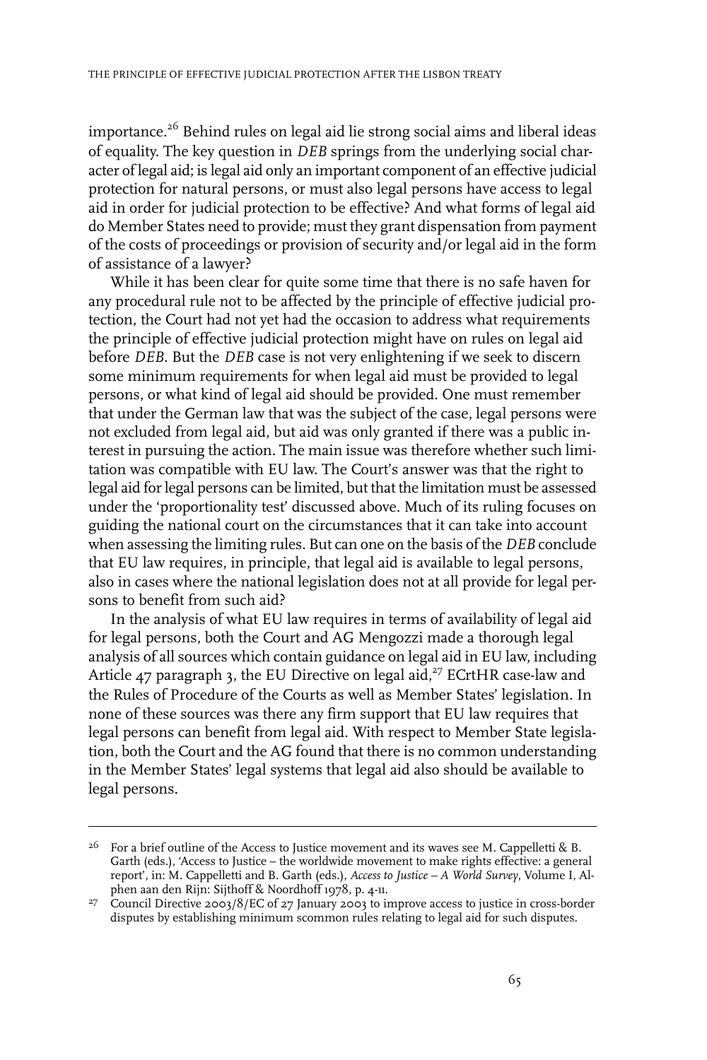importance.[26] Behind rules on legal aid lie strong social aims and liberal ideas of equality. The key question in *DEB* springs from the underlying social character of legal aid; is legal aid only an important component of an effective judicial protection for natural persons, or must also legal persons have access to legal aid in order for judicial protection to be effective? And what forms of legal aid do Member States need to provide; must they grant dispensation from payment of the costs of proceedings or provision of security and/or legal aid in the form of assistance of a lawyer?

While it has been clear for quite some time that there is no safe haven for any procedural rule not to be affected by the principle of effective judicial protection, the Court had not yet had the occasion to address what requirements the principle of effective judicial protection might have on rules on legal aid before *DEB*. But the *DEB* case is not very enlightening if we seek to discern some minimum requirements for when legal aid must be provided to legal persons, or what kind of legal aid should be provided. One must remember that under the German law that was the subject of the case, legal persons were not excluded from legal aid, but aid was only granted if there was a public interest in pursuing the action. The main issue was therefore whether such limitation was compatible with EU law. The Court's answer was that the right to legal aid for legal persons can be limited, but that the limitation must be assessed under the 'proportionality test' discussed above. Much of its ruling focuses on guiding the national court on the circumstances that it can take into account when assessing the limiting rules. But can one on the basis of the *DEB* conclude that EU law requires, in principle, that legal aid is available to legal persons, also in cases where the national legislation does not at all provide for legal persons to benefit from such aid?

In the analysis of what EU law requires in terms of availability of legal aid for legal persons, both the Court and AG Mengozzi made a thorough legal analysis of all sources which contain guidance on legal aid in EU law, including Article 47 paragraph 3, the EU Directive on legal aid,[27] ECrtHR case-law and the Rules of Procedure of the Courts as well as Member States' legislation. In none of these sources was there any firm support that EU law requires that legal persons can benefit from legal aid. With respect to Member State legislation, both the Court and the AG found that there is no common understanding in the Member States' legal systems that legal aid also should be available to legal persons.

---

[26] For a brief outline of the Access to Justice movement and its waves see M. Cappelletti & B. Garth (eds.), 'Access to Justice – the worldwide movement to make rights effective: a general report', in: M. Cappelletti and B. Garth (eds.), *Access to Justice – A World Survey*, Volume I, Alphen aan den Rijn: Sijthoff & Noordhoff 1978, p. 4-11.

[27] Council Directive 2003/8/EC of 27 January 2003 to improve access to justice in cross-border disputes by establishing minimum scommon rules relating to legal aid for such disputes.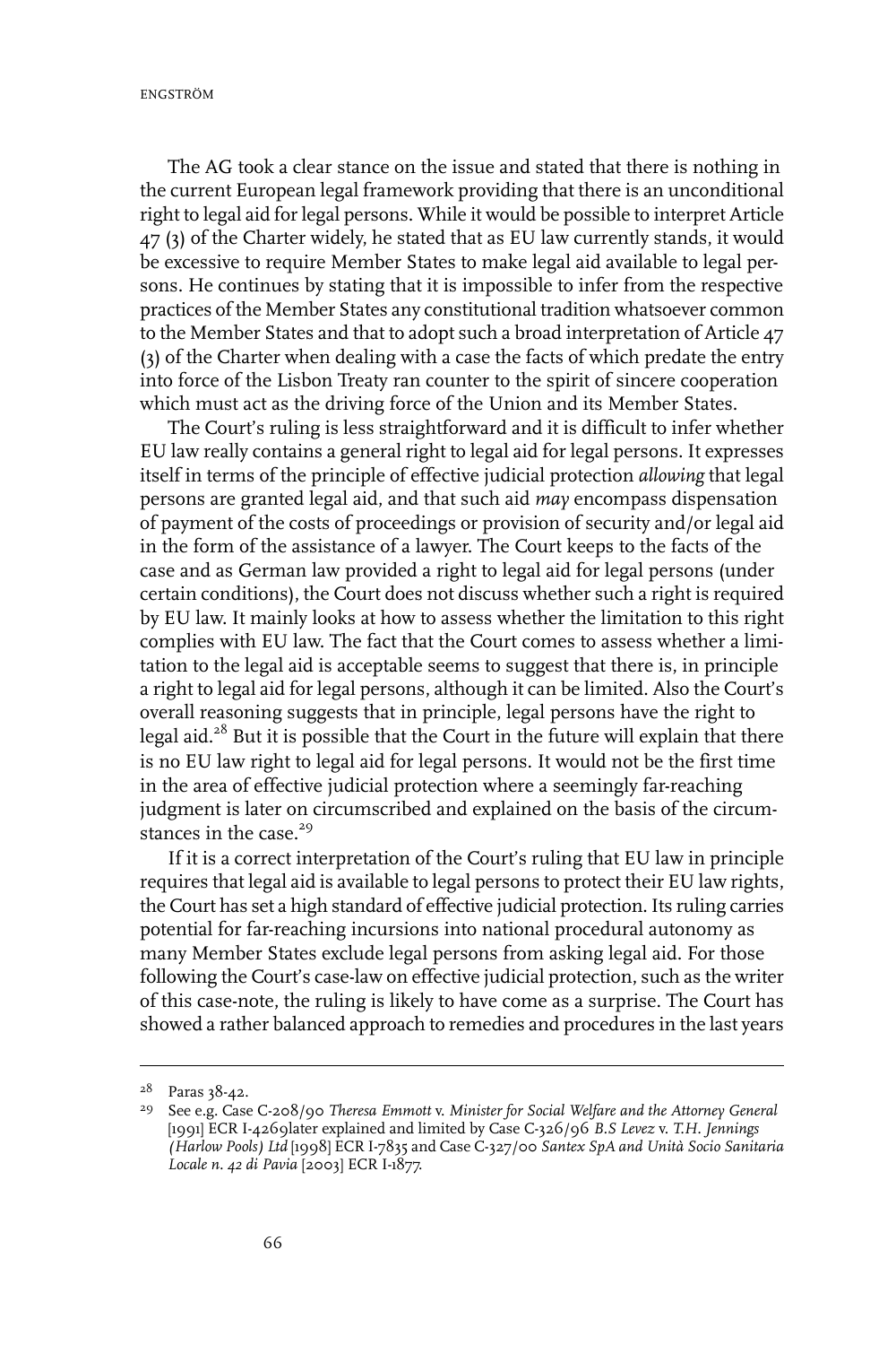The AG took a clear stance on the issue and stated that there is nothing in the current European legal framework providing that there is an unconditional right to legal aid for legal persons. While it would be possible to interpret Article 47 (3) of the Charter widely, he stated that as EU law currently stands, it would be excessive to require Member States to make legal aid available to legal persons. He continues by stating that it is impossible to infer from the respective practices of the Member States any constitutional tradition whatsoever common to the Member States and that to adopt such a broad interpretation of Article 47 (3) of the Charter when dealing with a case the facts of which predate the entry into force of the Lisbon Treaty ran counter to the spirit of sincere cooperation which must act as the driving force of the Union and its Member States.

The Court's ruling is less straightforward and it is difficult to infer whether EU law really contains a general right to legal aid for legal persons. It expresses itself in terms of the principle of effective judicial protection *allowing* that legal persons are granted legal aid, and that such aid *may* encompass dispensation of payment of the costs of proceedings or provision of security and/or legal aid in the form of the assistance of a lawyer. The Court keeps to the facts of the case and as German law provided a right to legal aid for legal persons (under certain conditions), the Court does not discuss whether such a right is required by EU law. It mainly looks at how to assess whether the limitation to this right complies with EU law. The fact that the Court comes to assess whether a limitation to the legal aid is acceptable seems to suggest that there is, in principle a right to legal aid for legal persons, although it can be limited. Also the Court's overall reasoning suggests that in principle, legal persons have the right to legal aid.[28] But it is possible that the Court in the future will explain that there is no EU law right to legal aid for legal persons. It would not be the first time in the area of effective judicial protection where a seemingly far-reaching judgment is later on circumscribed and explained on the basis of the circumstances in the case.[29]

If it is a correct interpretation of the Court's ruling that EU law in principle requires that legal aid is available to legal persons to protect their EU law rights, the Court has set a high standard of effective judicial protection. Its ruling carries potential for far-reaching incursions into national procedural autonomy as many Member States exclude legal persons from asking legal aid. For those following the Court's case-law on effective judicial protection, such as the writer of this case-note, the ruling is likely to have come as a surprise. The Court has showed a rather balanced approach to remedies and procedures in the last years

---

[28] Paras 38-42.

[29] See e.g. Case C-208/90 *Theresa Emmott* v. *Minister for Social Welfare and the Attorney General* [1991] ECR I-4269later explained and limited by Case C-326/96 *B.S Levez* v. *T.H. Jennings (Harlow Pools) Ltd* [1998] ECR I-7835 and Case C-327/00 *Santex SpA and Unità Socio Sanitaria Locale n. 42 di Pavia* [2003] ECR I-1877.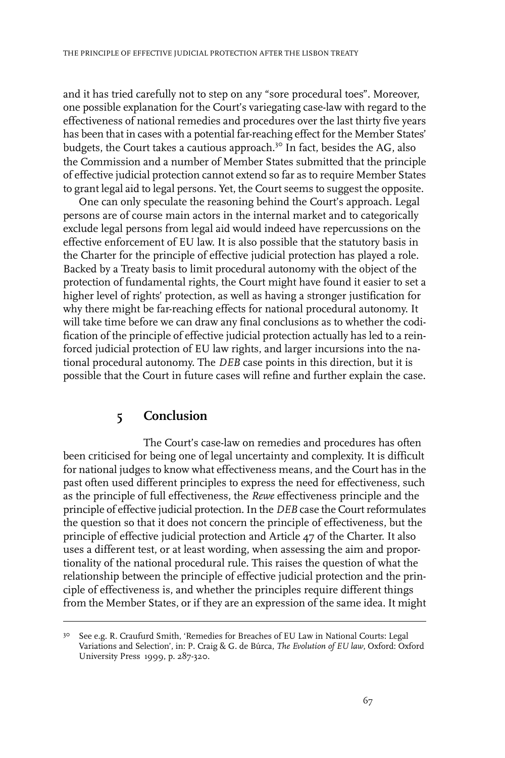and it has tried carefully not to step on any "sore procedural toes". Moreover, one possible explanation for the Court's variegating case-law with regard to the effectiveness of national remedies and procedures over the last thirty five years has been that in cases with a potential far-reaching effect for the Member States' budgets, the Court takes a cautious approach.[30] In fact, besides the AG, also the Commission and a number of Member States submitted that the principle of effective judicial protection cannot extend so far as to require Member States to grant legal aid to legal persons. Yet, the Court seems to suggest the opposite.

One can only speculate the reasoning behind the Court's approach. Legal persons are of course main actors in the internal market and to categorically exclude legal persons from legal aid would indeed have repercussions on the effective enforcement of EU law. It is also possible that the statutory basis in the Charter for the principle of effective judicial protection has played a role. Backed by a Treaty basis to limit procedural autonomy with the object of the protection of fundamental rights, the Court might have found it easier to set a higher level of rights' protection, as well as having a stronger justification for why there might be far-reaching effects for national procedural autonomy. It will take time before we can draw any final conclusions as to whether the codification of the principle of effective judicial protection actually has led to a reinforced judicial protection of EU law rights, and larger incursions into the national procedural autonomy. The *DEB* case points in this direction, but it is possible that the Court in future cases will refine and further explain the case.

## 5 Conclusion

The Court's case-law on remedies and procedures has often been criticised for being one of legal uncertainty and complexity. It is difficult for national judges to know what effectiveness means, and the Court has in the past often used different principles to express the need for effectiveness, such as the principle of full effectiveness, the *Rewe* effectiveness principle and the principle of effective judicial protection. In the *DEB* case the Court reformulates the question so that it does not concern the principle of effectiveness, but the principle of effective judicial protection and Article 47 of the Charter. It also uses a different test, or at least wording, when assessing the aim and proportionality of the national procedural rule. This raises the question of what the relationship between the principle of effective judicial protection and the principle of effectiveness is, and whether the principles require different things from the Member States, or if they are an expression of the same idea. It might

---

[30] See e.g. R. Craufurd Smith, 'Remedies for Breaches of EU Law in National Courts: Legal Variations and Selection', in: P. Craig & G. de Búrca, *The Evolution of EU law*, Oxford: Oxford University Press 1999, p. 287-320.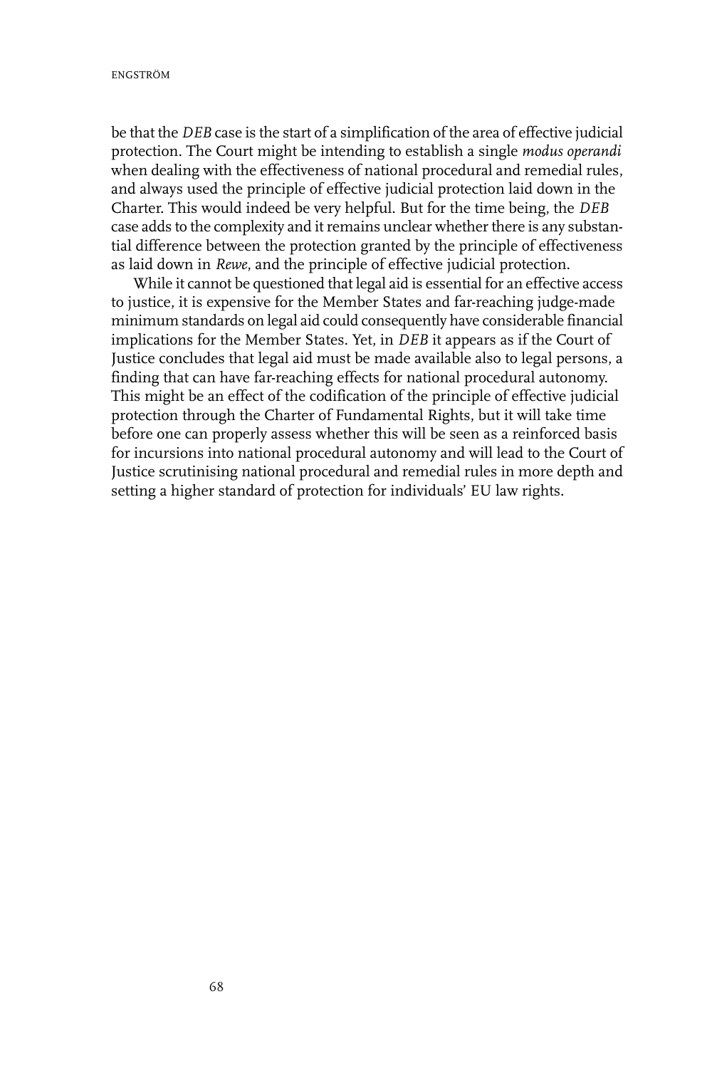be that the *DEB* case is the start of a simplification of the area of effective judicial protection. The Court might be intending to establish a single *modus operandi* when dealing with the effectiveness of national procedural and remedial rules, and always used the principle of effective judicial protection laid down in the Charter. This would indeed be very helpful. But for the time being, the *DEB* case adds to the complexity and it remains unclear whether there is any substantial difference between the protection granted by the principle of effectiveness as laid down in *Rewe*, and the principle of effective judicial protection.

While it cannot be questioned that legal aid is essential for an effective access to justice, it is expensive for the Member States and far-reaching judge-made minimum standards on legal aid could consequently have considerable financial implications for the Member States. Yet, in *DEB* it appears as if the Court of Justice concludes that legal aid must be made available also to legal persons, a finding that can have far-reaching effects for national procedural autonomy. This might be an effect of the codification of the principle of effective judicial protection through the Charter of Fundamental Rights, but it will take time before one can properly assess whether this will be seen as a reinforced basis for incursions into national procedural autonomy and will lead to the Court of Justice scrutinising national procedural and remedial rules in more depth and setting a higher standard of protection for individuals' EU law rights.